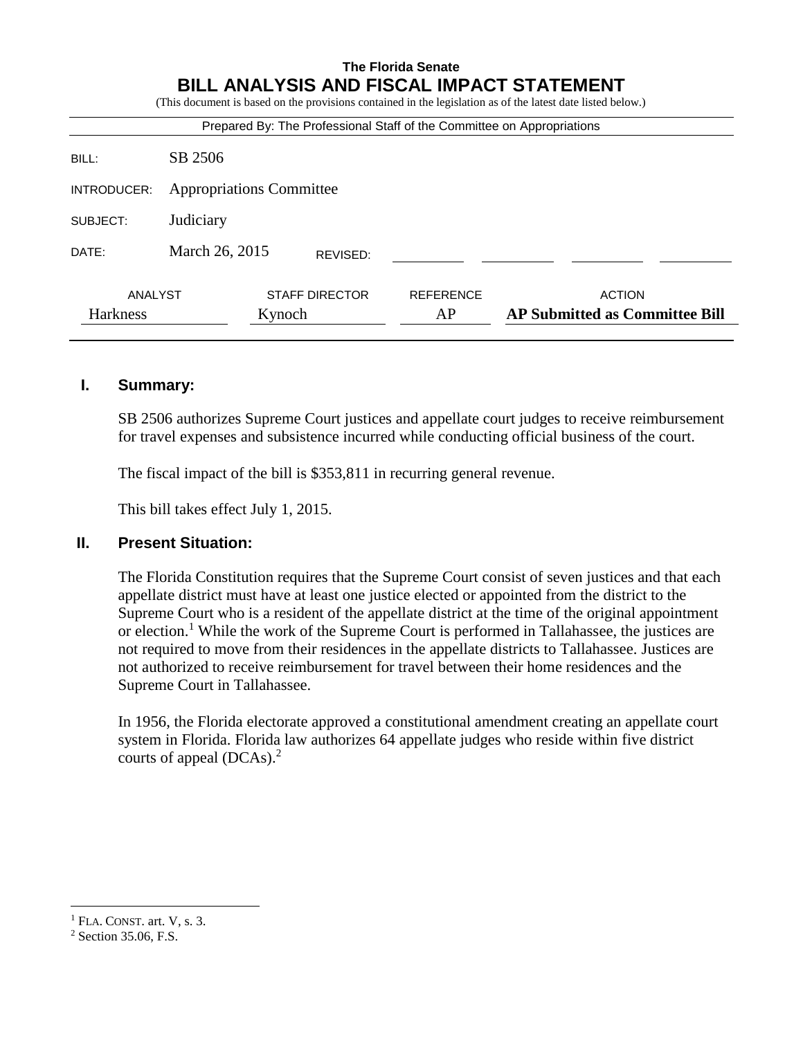**The Florida Senate**

# BILL ANALYSIS AND FISCAL IMPACT STATEMENT

(This document is based on the provisions contained in the legislation as of the latest date listed below.)

Prepared By: The Professional Staff of the Committee on Appropriations

| | |
|---|---|
| BILL: | SB 2506 |
| INTRODUCER: | Appropriations Committee |
| SUBJECT: | Judiciary |
| DATE: | March 26, 2015 REVISED: |

| ANALYST | STAFF DIRECTOR | REFERENCE | ACTION |
|---|---|---|---|
| Harkness | Kynoch | AP | **AP Submitted as Committee Bill** |

## I. Summary:

SB 2506 authorizes Supreme Court justices and appellate court judges to receive reimbursement for travel expenses and subsistence incurred while conducting official business of the court.

The fiscal impact of the bill is $353,811 in recurring general revenue.

This bill takes effect July 1, 2015.

## II. Present Situation:

The Florida Constitution requires that the Supreme Court consist of seven justices and that each appellate district must have at least one justice elected or appointed from the district to the Supreme Court who is a resident of the appellate district at the time of the original appointment or election.[1] While the work of the Supreme Court is performed in Tallahassee, the justices are not required to move from their residences in the appellate districts to Tallahassee. Justices are not authorized to receive reimbursement for travel between their home residences and the Supreme Court in Tallahassee.

In 1956, the Florida electorate approved a constitutional amendment creating an appellate court system in Florida. Florida law authorizes 64 appellate judges who reside within five district courts of appeal (DCAs).[2]

---

[1] FLA. CONST. art. V, s. 3.

[2] Section 35.06, F.S.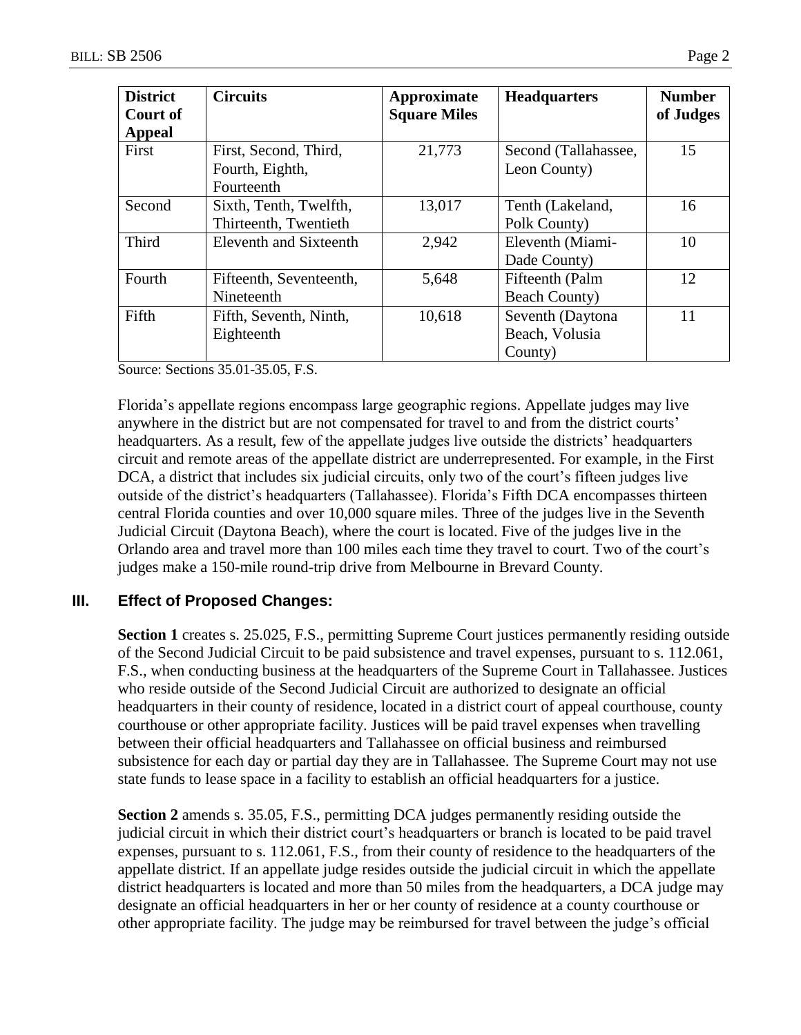| District Court of Appeal | Circuits | Approximate Square Miles | Headquarters | Number of Judges |
|---|---|---|---|---|
| First | First, Second, Third, Fourth, Eighth, Fourteenth | 21,773 | Second (Tallahassee, Leon County) | 15 |
| Second | Sixth, Tenth, Twelfth, Thirteenth, Twentieth | 13,017 | Tenth (Lakeland, Polk County) | 16 |
| Third | Eleventh and Sixteenth | 2,942 | Eleventh (Miami-Dade County) | 10 |
| Fourth | Fifteenth, Seventeenth, Nineteenth | 5,648 | Fifteenth (Palm Beach County) | 12 |
| Fifth | Fifth, Seventh, Ninth, Eighteenth | 10,618 | Seventh (Daytona Beach, Volusia County) | 11 |

Source: Sections 35.01-35.05, F.S.

Florida's appellate regions encompass large geographic regions. Appellate judges may live anywhere in the district but are not compensated for travel to and from the district courts' headquarters. As a result, few of the appellate judges live outside the districts' headquarters circuit and remote areas of the appellate district are underrepresented. For example, in the First DCA, a district that includes six judicial circuits, only two of the court's fifteen judges live outside of the district's headquarters (Tallahassee). Florida's Fifth DCA encompasses thirteen central Florida counties and over 10,000 square miles. Three of the judges live in the Seventh Judicial Circuit (Daytona Beach), where the court is located. Five of the judges live in the Orlando area and travel more than 100 miles each time they travel to court. Two of the court's judges make a 150-mile round-trip drive from Melbourne in Brevard County.

## III. Effect of Proposed Changes:

**Section 1** creates s. 25.025, F.S., permitting Supreme Court justices permanently residing outside of the Second Judicial Circuit to be paid subsistence and travel expenses, pursuant to s. 112.061, F.S., when conducting business at the headquarters of the Supreme Court in Tallahassee. Justices who reside outside of the Second Judicial Circuit are authorized to designate an official headquarters in their county of residence, located in a district court of appeal courthouse, county courthouse or other appropriate facility. Justices will be paid travel expenses when travelling between their official headquarters and Tallahassee on official business and reimbursed subsistence for each day or partial day they are in Tallahassee. The Supreme Court may not use state funds to lease space in a facility to establish an official headquarters for a justice.

**Section 2** amends s. 35.05, F.S., permitting DCA judges permanently residing outside the judicial circuit in which their district court's headquarters or branch is located to be paid travel expenses, pursuant to s. 112.061, F.S., from their county of residence to the headquarters of the appellate district. If an appellate judge resides outside the judicial circuit in which the appellate district headquarters is located and more than 50 miles from the headquarters, a DCA judge may designate an official headquarters in her or her county of residence at a county courthouse or other appropriate facility. The judge may be reimbursed for travel between the judge's official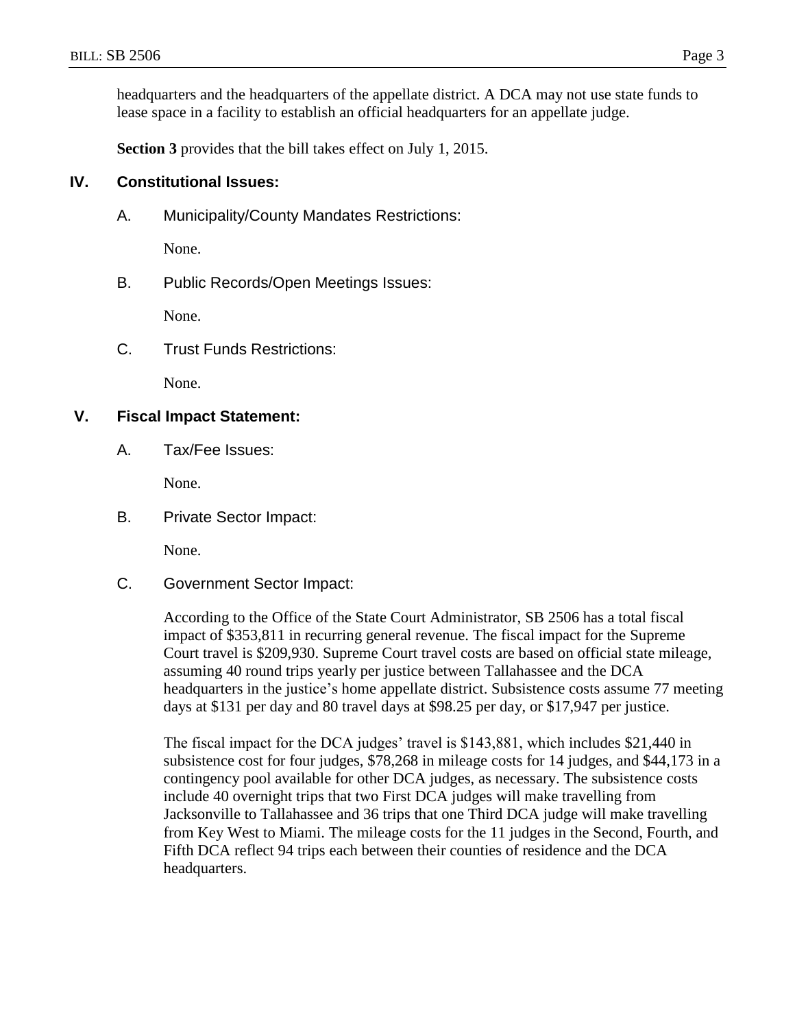headquarters and the headquarters of the appellate district. A DCA may not use state funds to lease space in a facility to establish an official headquarters for an appellate judge.

**Section 3** provides that the bill takes effect on July 1, 2015.

## IV. Constitutional Issues:

### A. Municipality/County Mandates Restrictions:

None.

### B. Public Records/Open Meetings Issues:

None.

### C. Trust Funds Restrictions:

None.

## V. Fiscal Impact Statement:

### A. Tax/Fee Issues:

None.

### B. Private Sector Impact:

None.

### C. Government Sector Impact:

According to the Office of the State Court Administrator, SB 2506 has a total fiscal impact of $353,811 in recurring general revenue. The fiscal impact for the Supreme Court travel is $209,930. Supreme Court travel costs are based on official state mileage, assuming 40 round trips yearly per justice between Tallahassee and the DCA headquarters in the justice's home appellate district. Subsistence costs assume 77 meeting days at $131 per day and 80 travel days at $98.25 per day, or $17,947 per justice.

The fiscal impact for the DCA judges' travel is $143,881, which includes $21,440 in subsistence cost for four judges, $78,268 in mileage costs for 14 judges, and $44,173 in a contingency pool available for other DCA judges, as necessary. The subsistence costs include 40 overnight trips that two First DCA judges will make travelling from Jacksonville to Tallahassee and 36 trips that one Third DCA judge will make travelling from Key West to Miami. The mileage costs for the 11 judges in the Second, Fourth, and Fifth DCA reflect 94 trips each between their counties of residence and the DCA headquarters.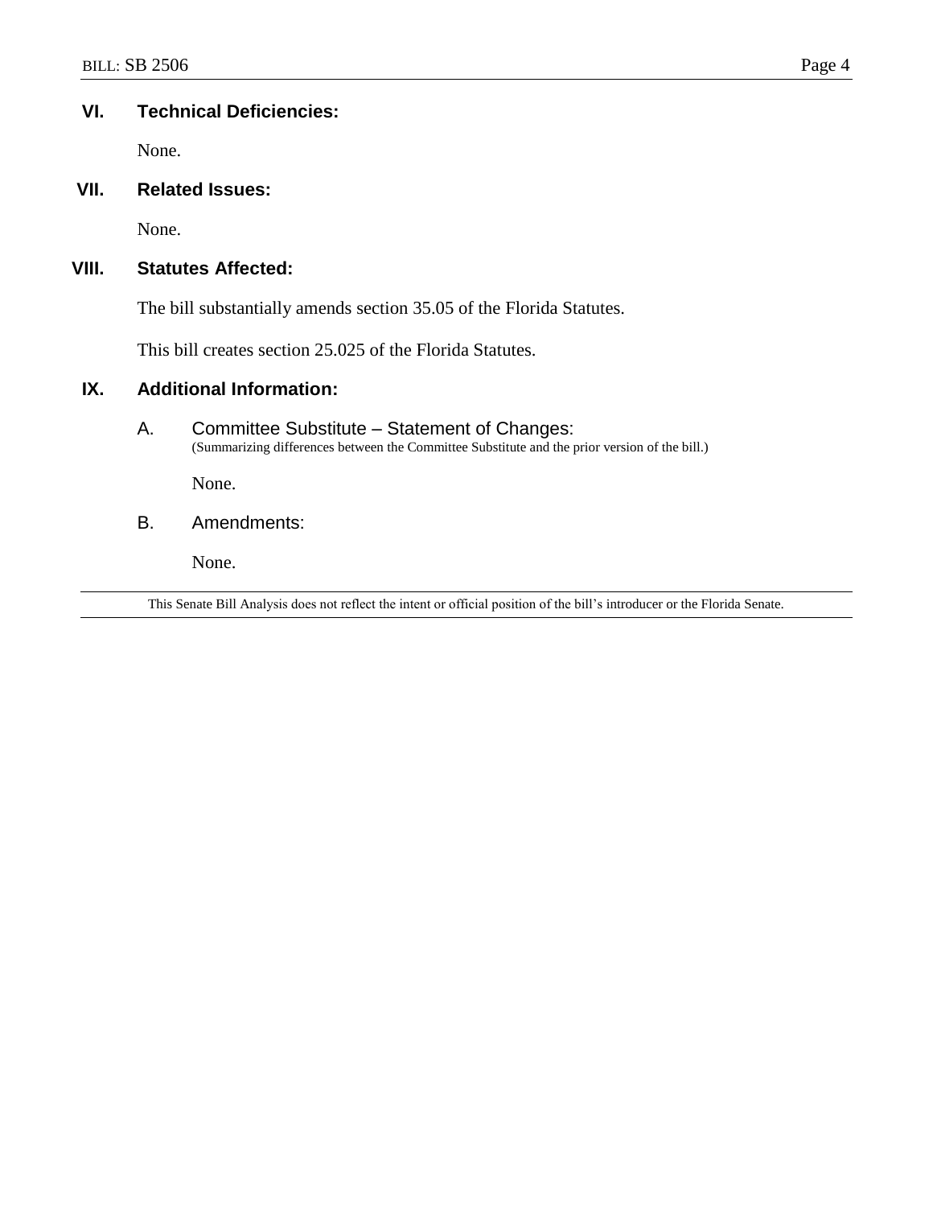## VI. Technical Deficiencies:

None.

## VII. Related Issues:

None.

## VIII. Statutes Affected:

The bill substantially amends section 35.05 of the Florida Statutes.

This bill creates section 25.025 of the Florida Statutes.

## IX. Additional Information:

### A. Committee Substitute – Statement of Changes:

(Summarizing differences between the Committee Substitute and the prior version of the bill.)

None.

### B. Amendments:

None.

---

This Senate Bill Analysis does not reflect the intent or official position of the bill's introducer or the Florida Senate.